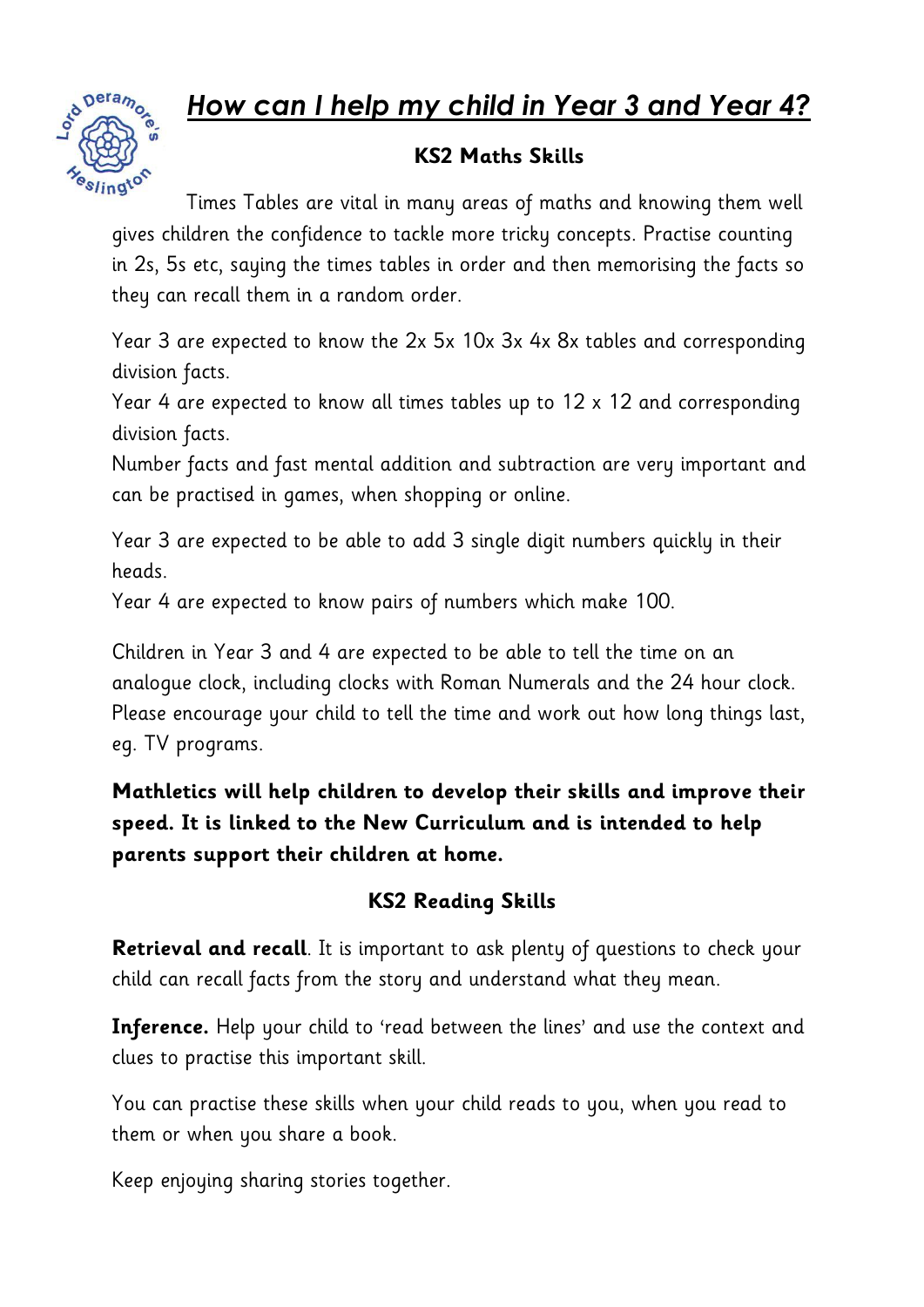# *How can I help my child in Year 3 and Year 4?*

## KS2 Maths Skills

Times Tables are vital in many areas of maths and knowing them well gives children the confidence to tackle more tricky concepts. Practise counting in 2s, 5s etc, saying the times tables in order and then memorising the facts so they can recall them in a random order.

Year 3 are expected to know the 2x 5x 10x 3x 4x 8x tables and corresponding division facts.
Year 4 are expected to know all times tables up to 12 x 12 and corresponding division facts.
Number facts and fast mental addition and subtraction are very important and can be practised in games, when shopping or online.

Year 3 are expected to be able to add 3 single digit numbers quickly in their heads.
Year 4 are expected to know pairs of numbers which make 100.

Children in Year 3 and 4 are expected to be able to tell the time on an analogue clock, including clocks with Roman Numerals and the 24 hour clock. Please encourage your child to tell the time and work out how long things last, eg. TV programs.

**Mathletics will help children to develop their skills and improve their speed. It is linked to the New Curriculum and is intended to help parents support their children at home.**

## KS2 Reading Skills

**Retrieval and recall**. It is important to ask plenty of questions to check your child can recall facts from the story and understand what they mean.

**Inference.** Help your child to 'read between the lines' and use the context and clues to practise this important skill.

You can practise these skills when your child reads to you, when you read to them or when you share a book.

Keep enjoying sharing stories together.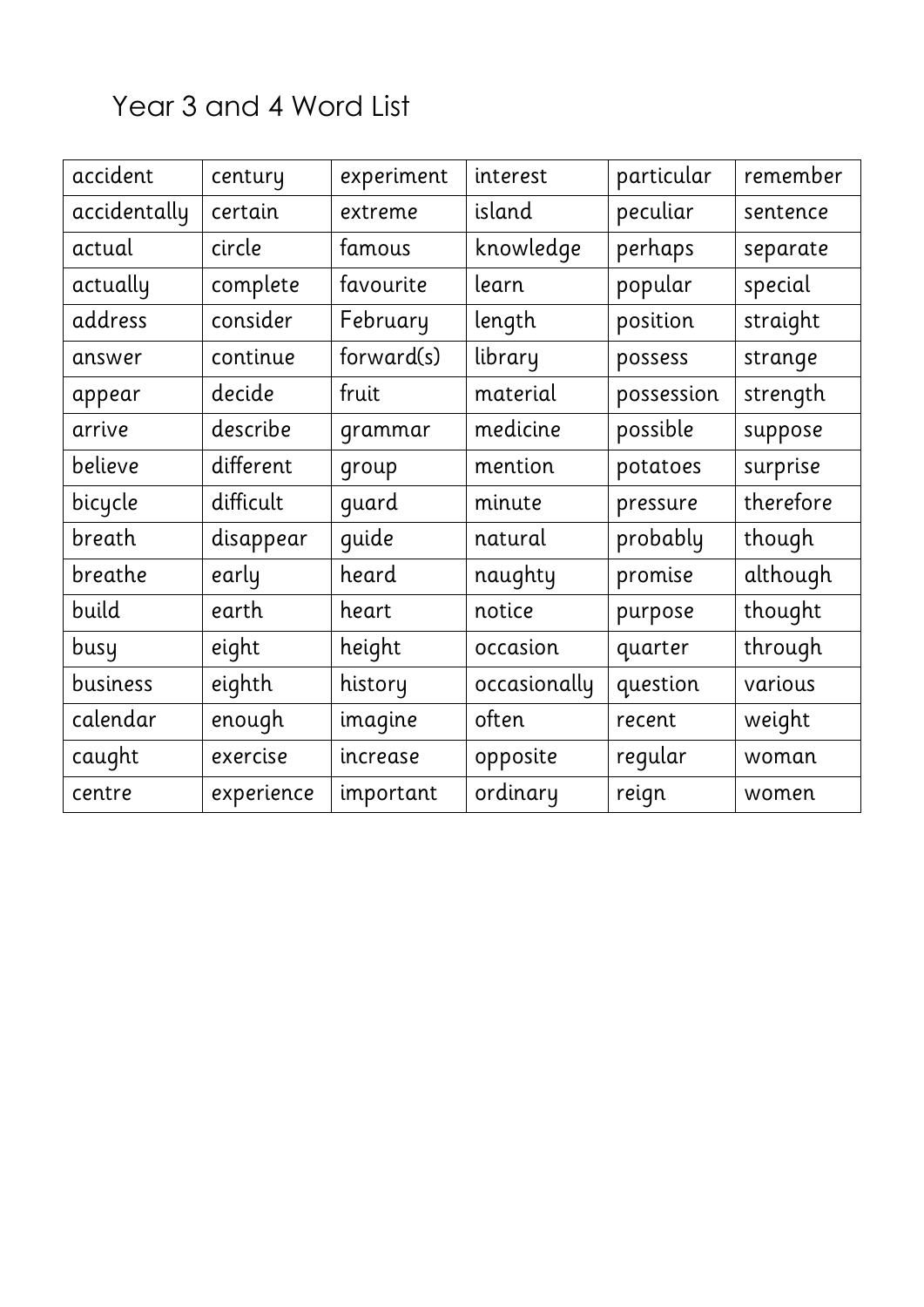# Year 3 and 4 Word List

| | | | | | |
|---|---|---|---|---|---|
| accident | century | experiment | interest | particular | remember |
| accidentally | certain | extreme | island | peculiar | sentence |
| actual | circle | famous | knowledge | perhaps | separate |
| actually | complete | favourite | learn | popular | special |
| address | consider | February | length | position | straight |
| answer | continue | forward(s) | library | possess | strange |
| appear | decide | fruit | material | possession | strength |
| arrive | describe | grammar | medicine | possible | suppose |
| believe | different | group | mention | potatoes | surprise |
| bicycle | difficult | guard | minute | pressure | therefore |
| breath | disappear | guide | natural | probably | though |
| breathe | early | heard | naughty | promise | although |
| build | earth | heart | notice | purpose | thought |
| busy | eight | height | occasion | quarter | through |
| business | eighth | history | occasionally | question | various |
| calendar | enough | imagine | often | recent | weight |
| caught | exercise | increase | opposite | regular | woman |
| centre | experience | important | ordinary | reign | women |